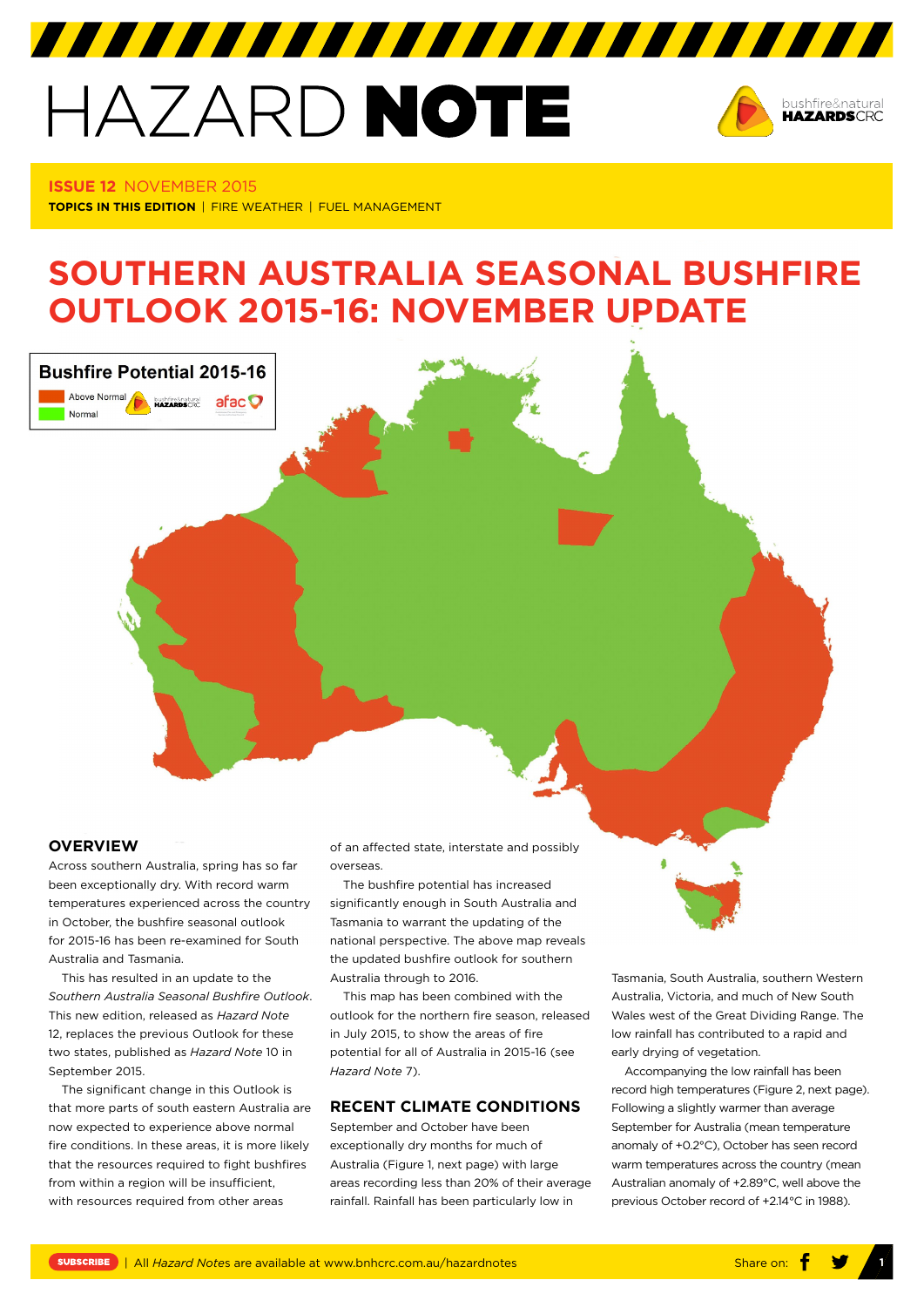# HAZARD NOTE

**ISSUE 12** NOVEMBER 2015

**TOPICS IN THIS EDITION** | FIRE WEATHER | FUEL MANAGEMENT

# SOUTHERN AUSTRALIA SEASONAL BUSHFIRE OUTLOOK 2015-16: NOVEMBER UPDATE

Bushfire Potential 2015-16

Above Normal

Normal

## OVERVIEW

Across southern Australia, spring has so far been exceptionally dry. With record warm temperatures experienced across the country in October, the bushfire seasonal outlook for 2015-16 has been re-examined for South Australia and Tasmania.

This has resulted in an update to the *Southern Australia Seasonal Bushfire Outlook*. This new edition, released as *Hazard Note* 12, replaces the previous Outlook for these two states, published as *Hazard Note* 10 in September 2015.

The significant change in this Outlook is that more parts of south eastern Australia are now expected to experience above normal fire conditions. In these areas, it is more likely that the resources required to fight bushfires from within a region will be insufficient, with resources required from other areas of an affected state, interstate and possibly overseas.

The bushfire potential has increased significantly enough in South Australia and Tasmania to warrant the updating of the national perspective. The above map reveals the updated bushfire outlook for southern Australia through to 2016.

This map has been combined with the outlook for the northern fire season, released in July 2015, to show the areas of fire potential for all of Australia in 2015-16 (see *Hazard Note* 7).

## RECENT CLIMATE CONDITIONS

September and October have been exceptionally dry months for much of Australia (Figure 1, next page) with large areas recording less than 20% of their average rainfall. Rainfall has been particularly low in Tasmania, South Australia, southern Western Australia, Victoria, and much of New South Wales west of the Great Dividing Range. The low rainfall has contributed to a rapid and early drying of vegetation.

Accompanying the low rainfall has been record high temperatures (Figure 2, next page). Following a slightly warmer than average September for Australia (mean temperature anomaly of +0.2°C), October has seen record warm temperatures across the country (mean Australian anomaly of +2.89°C, well above the previous October record of +2.14°C in 1988).

SUBSCRIBE | All *Hazard Notes* are available at www.bnhcrc.com.au/hazardnotes

Share on: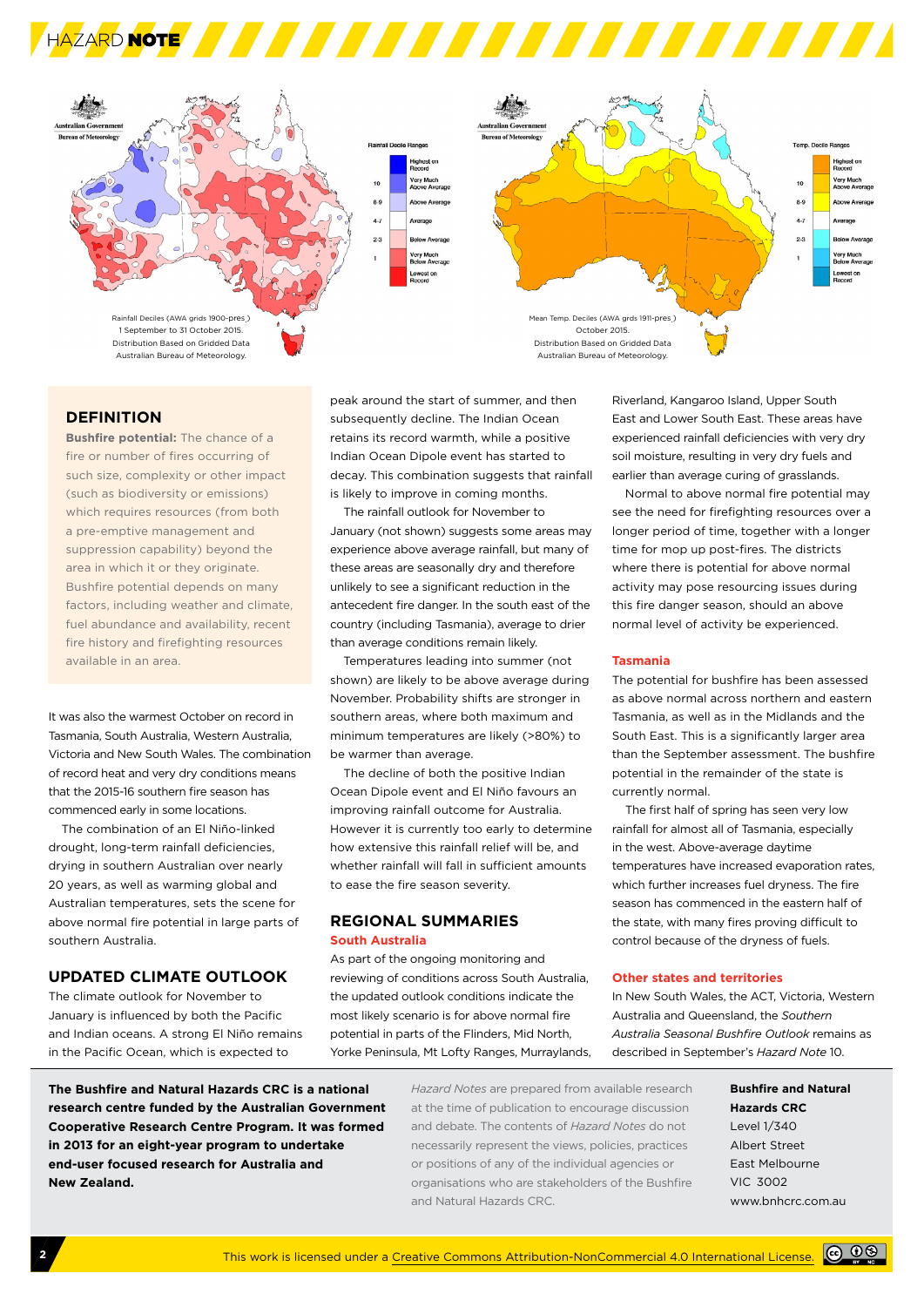Rainfall Decile Ranges

Highest on Record

10 Very Much Above Average

8-9 Above Average

4-7 Average

2-3 Below Average

1 Very Much Below Average

Lowest on Record

Rainfall Deciles (AWA grids 1900-pres.)
1 September to 31 October 2015.
Distribution Based on Gridded Data
Australian Bureau of Meteorology.

Temp. Decile Ranges

Highest on Record

10 Very Much Above Average

8-9 Above Average

4-7 Average

2-3 Below Average

1 Very Much Below Average

Lowest on Record

Mean Temp. Deciles (AWA grds 1911-pres.)
October 2015.
Distribution Based on Gridded Data
Australian Bureau of Meteorology.

## DEFINITION

**Bushfire potential:** The chance of a fire or number of fires occurring of such size, complexity or other impact (such as biodiversity or emissions) which requires resources (from both a pre-emptive management and suppression capability) beyond the area in which it or they originate. Bushfire potential depends on many factors, including weather and climate, fuel abundance and availability, recent fire history and firefighting resources available in an area.

It was also the warmest October on record in Tasmania, South Australia, Western Australia, Victoria and New South Wales. The combination of record heat and very dry conditions means that the 2015-16 southern fire season has commenced early in some locations.

The combination of an El Niño-linked drought, long-term rainfall deficiencies, drying in southern Australian over nearly 20 years, as well as warming global and Australian temperatures, sets the scene for above normal fire potential in large parts of southern Australia.

## UPDATED CLIMATE OUTLOOK

The climate outlook for November to January is influenced by both the Pacific and Indian oceans. A strong El Niño remains in the Pacific Ocean, which is expected to peak around the start of summer, and then subsequently decline. The Indian Ocean retains its record warmth, while a positive Indian Ocean Dipole event has started to decay. This combination suggests that rainfall is likely to improve in coming months.

The rainfall outlook for November to January (not shown) suggests some areas may experience above average rainfall, but many of these areas are seasonally dry and therefore unlikely to see a significant reduction in the antecedent fire danger. In the south east of the country (including Tasmania), average to drier than average conditions remain likely.

Temperatures leading into summer (not shown) are likely to be above average during November. Probability shifts are stronger in southern areas, where both maximum and minimum temperatures are likely (>80%) to be warmer than average.

The decline of both the positive Indian Ocean Dipole event and El Niño favours an improving rainfall outcome for Australia. However it is currently too early to determine how extensive this rainfall relief will be, and whether rainfall will fall in sufficient amounts to ease the fire season severity.

## REGIONAL SUMMARIES

### South Australia

As part of the ongoing monitoring and reviewing of conditions across South Australia, the updated outlook conditions indicate the most likely scenario is for above normal fire potential in parts of the Flinders, Mid North, Yorke Peninsula, Mt Lofty Ranges, Murraylands, Riverland, Kangaroo Island, Upper South East and Lower South East. These areas have experienced rainfall deficiencies with very dry soil moisture, resulting in very dry fuels and earlier than average curing of grasslands.

Normal to above normal fire potential may see the need for firefighting resources over a longer period of time, together with a longer time for mop up post-fires. The districts where there is potential for above normal activity may pose resourcing issues during this fire danger season, should an above normal level of activity be experienced.

### Tasmania

The potential for bushfire has been assessed as above normal across northern and eastern Tasmania, as well as in the Midlands and the South East. This is a significantly larger area than the September assessment. The bushfire potential in the remainder of the state is currently normal.

The first half of spring has seen very low rainfall for almost all of Tasmania, especially in the west. Above-average daytime temperatures have increased evaporation rates, which further increases fuel dryness. The fire season has commenced in the eastern half of the state, with many fires proving difficult to control because of the dryness of fuels.

### Other states and territories

In New South Wales, the ACT, Victoria, Western Australia and Queensland, the *Southern Australia Seasonal Bushfire Outlook* remains as described in September's *Hazard Note* 10.

---

**The Bushfire and Natural Hazards CRC is a national research centre funded by the Australian Government Cooperative Research Centre Program. It was formed in 2013 for an eight-year program to undertake end-user focused research for Australia and New Zealand.**

*Hazard Notes* are prepared from available research at the time of publication to encourage discussion and debate. The contents of *Hazard Notes* do not necessarily represent the views, policies, practices or positions of any of the individual agencies or organisations who are stakeholders of the Bushfire and Natural Hazards CRC.

**Bushfire and Natural Hazards CRC**
Level 1/340
Albert Street
East Melbourne
VIC 3002
www.bnhcrc.com.au

This work is licensed under a Creative Commons Attribution-NonCommercial 4.0 International License.